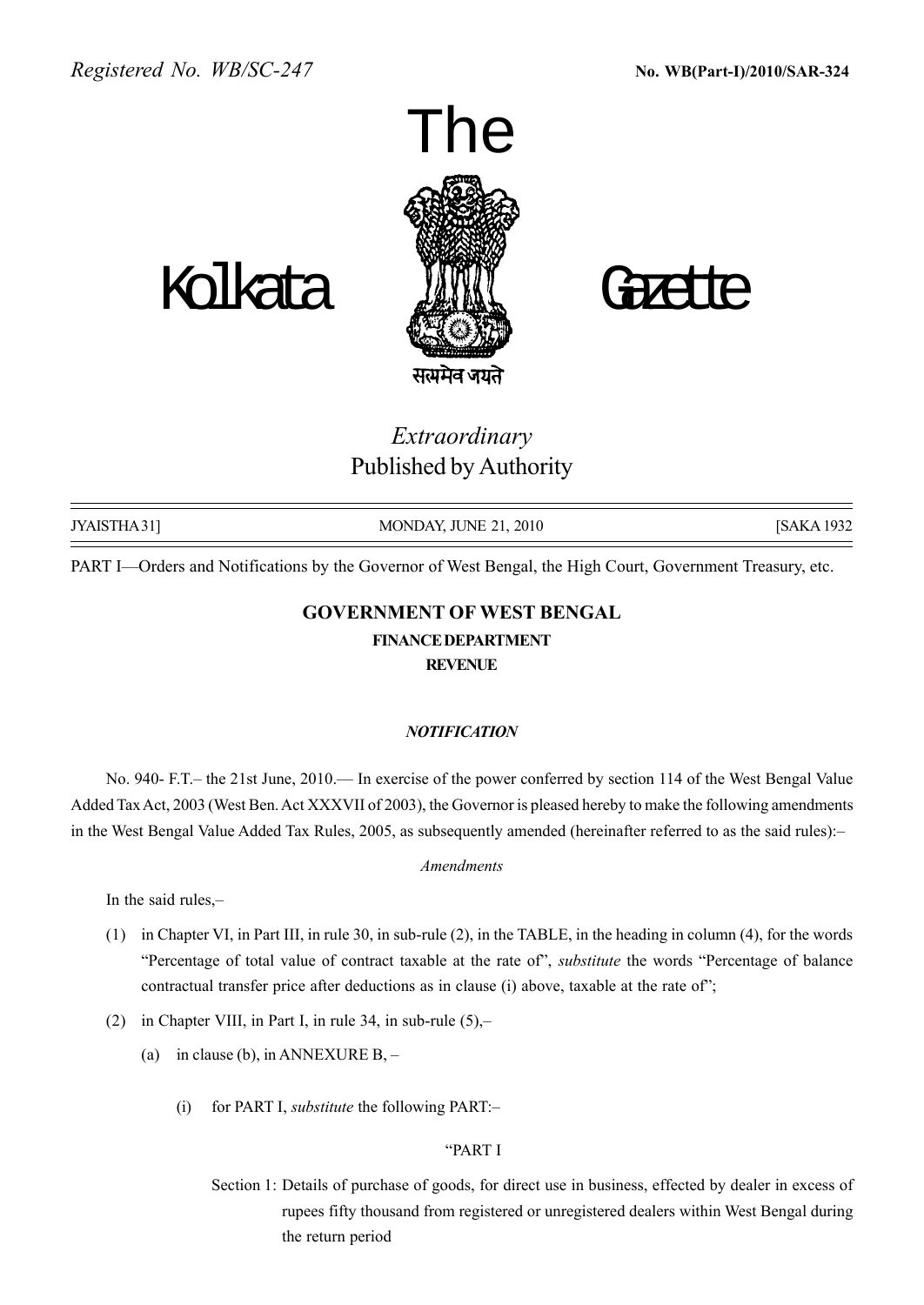Registered No. WB/SC-247 **No. WB(Part-I)/2010/SAR-324**

# The Kolkata Gazette

सत्यमेव जयते

*Extraordinary*
Published by Authority

JYAISTHA 31] MONDAY, JUNE 21, 2010 [SAKA 1932

PART I—Orders and Notifications by the Governor of West Bengal, the High Court, Government Treasury, etc.

## GOVERNMENT OF WEST BENGAL
### FINANCE DEPARTMENT
### REVENUE

***NOTIFICATION***

No. 940- F.T.– the 21st June, 2010.— In exercise of the power conferred by section 114 of the West Bengal Value Added Tax Act, 2003 (West Ben. Act XXXVII of 2003), the Governor is pleased hereby to make the following amendments in the West Bengal Value Added Tax Rules, 2005, as subsequently amended (hereinafter referred to as the said rules):–

*Amendments*

In the said rules,–

(1) in Chapter VI, in Part III, in rule 30, in sub-rule (2), in the TABLE, in the heading in column (4), for the words "Percentage of total value of contract taxable at the rate of", *substitute* the words "Percentage of balance contractual transfer price after deductions as in clause (i) above, taxable at the rate of";

(2) in Chapter VIII, in Part I, in rule 34, in sub-rule (5),–

(a) in clause (b), in ANNEXURE B, –

(i) for PART I, *substitute* the following PART:–

"PART I

Section 1: Details of purchase of goods, for direct use in business, effected by dealer in excess of rupees fifty thousand from registered or unregistered dealers within West Bengal during the return period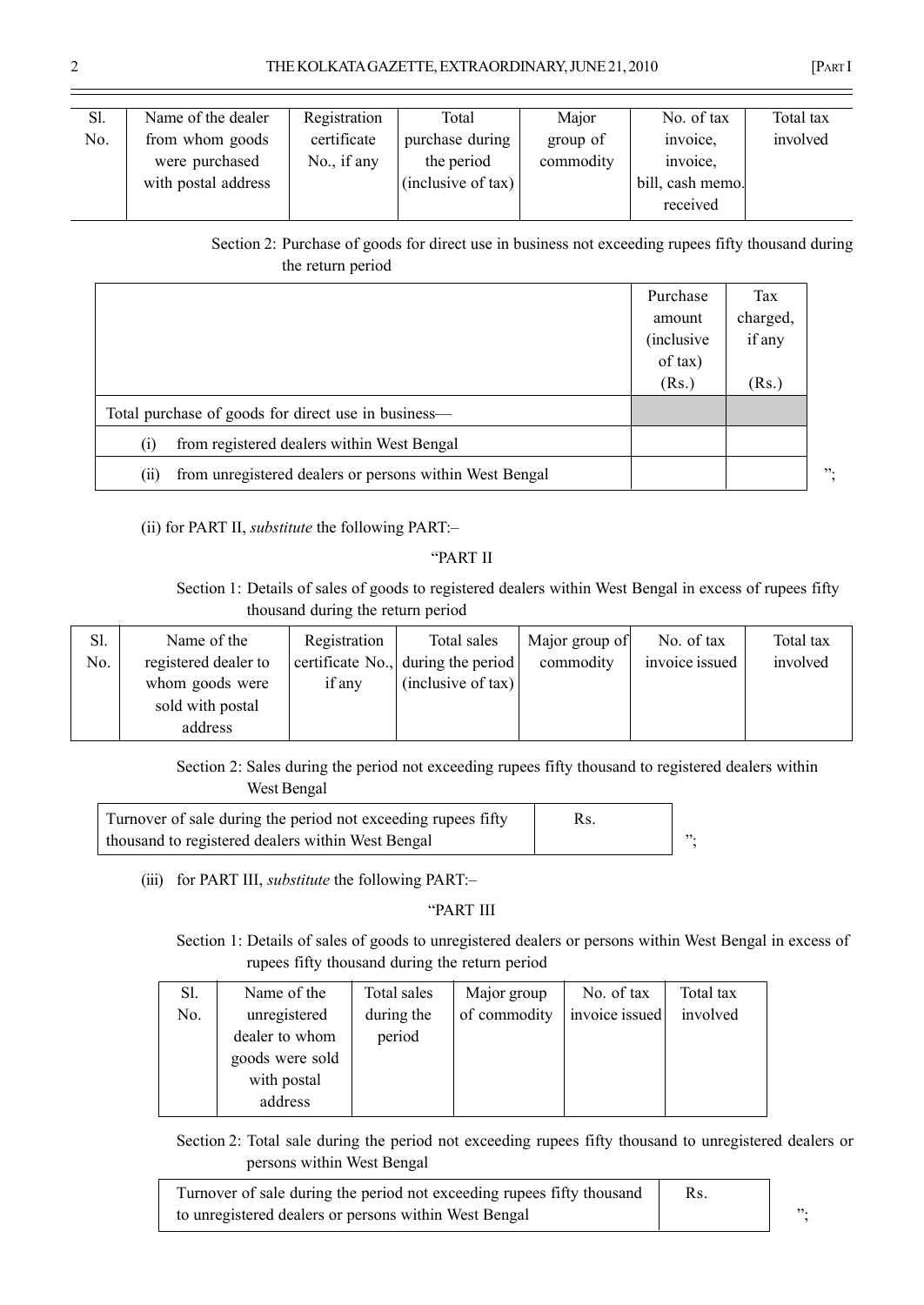| Sl. No. | Name of the dealer from whom goods were purchased with postal address | Registration certificate No., if any | Total purchase during the period (inclusive of tax) | Major group of commodity | No. of tax invoice, invoice, bill, cash memo. received | Total tax involved |
|---|---|---|---|---|---|---|

Section 2: Purchase of goods for direct use in business not exceeding rupees fifty thousand during the return period

| | Purchase amount (inclusive of tax) (Rs.) | Tax charged, if any (Rs.) |
|---|---|---|
| Total purchase of goods for direct use in business— | | |
| (i) from registered dealers within West Bengal | | |
| (ii) from unregistered dealers or persons within West Bengal | | |

";

(ii) for PART II, *substitute* the following PART:–

"PART II

Section 1: Details of sales of goods to registered dealers within West Bengal in excess of rupees fifty thousand during the return period

| Sl. No. | Name of the registered dealer to whom goods were sold with postal address | Registration certificate No., if any | Total sales during the period (inclusive of tax) | Major group of commodity | No. of tax invoice issued | Total tax involved |
|---|---|---|---|---|---|---|

Section 2: Sales during the period not exceeding rupees fifty thousand to registered dealers within West Bengal

| Turnover of sale during the period not exceeding rupees fifty thousand to registered dealers within West Bengal | Rs. |
|---|---|

";

(iii) for PART III, *substitute* the following PART:–

"PART III

Section 1: Details of sales of goods to unregistered dealers or persons within West Bengal in excess of rupees fifty thousand during the return period

| Sl. No. | Name of the unregistered dealer to whom goods were sold with postal address | Total sales during the period | Major group of commodity | No. of tax invoice issued | Total tax involved |
|---|---|---|---|---|---|

Section 2: Total sale during the period not exceeding rupees fifty thousand to unregistered dealers or persons within West Bengal

| Turnover of sale during the period not exceeding rupees fifty thousand to unregistered dealers or persons within West Bengal | Rs. |
|---|---|

";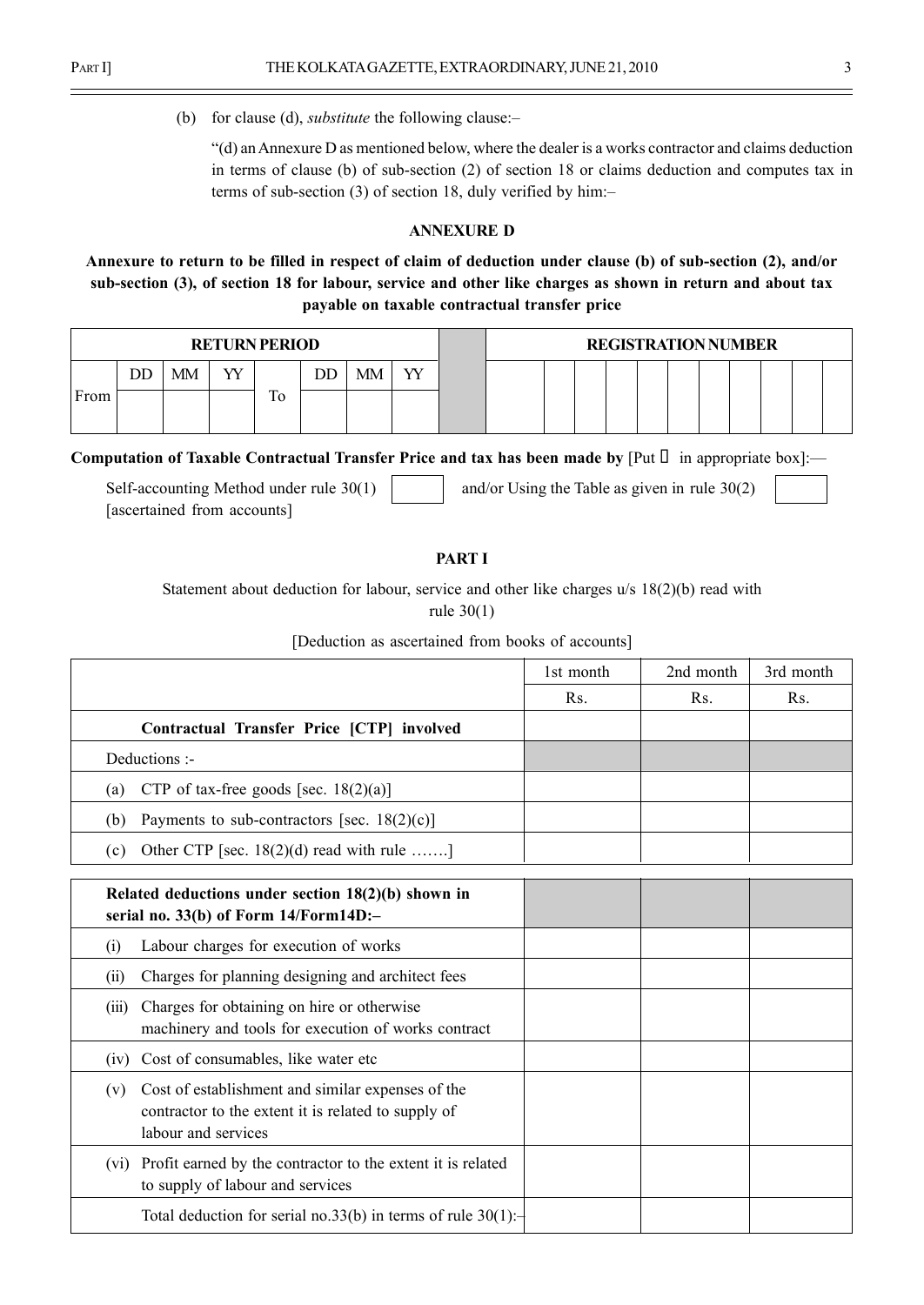(b) for clause (d), *substitute* the following clause:–

"(d) an Annexure D as mentioned below, where the dealer is a works contractor and claims deduction in terms of clause (b) of sub-section (2) of section 18 or claims deduction and computes tax in terms of sub-section (3) of section 18, duly verified by him:–

### ANNEXURE D

**Annexure to return to be filled in respect of claim of deduction under clause (b) of sub-section (2), and/or sub-section (3), of section 18 for labour, service and other like charges as shown in return and about tax payable on taxable contractual transfer price**

| RETURN PERIOD | | | | | | | | | REGISTRATION NUMBER | | | | | | | | | | | |
|---|---|---|---|---|---|---|---|---|---|---|---|---|---|---|---|---|---|---|---|---|
| | DD | MM | YY | | DD | MM | YY | | | | | | | | | | | | | |
| From | | | | To | | | | | | | | | | | | | | | | |

**Computation of Taxable Contractual Transfer Price and tax has been made by** [Put  in appropriate box]:—

Self-accounting Method under rule 30(1) [ascertained from accounts] ☐ and/or Using the Table as given in rule 30(2) ☐

### PART I

Statement about deduction for labour, service and other like charges u/s 18(2)(b) read with rule 30(1)

[Deduction as ascertained from books of accounts]

| | 1st month | 2nd month | 3rd month |
|---|---|---|---|
| | Rs. | Rs. | Rs. |
| **Contractual Transfer Price [CTP] involved** | | | |
| Deductions :- | | | |
| (a) CTP of tax-free goods [sec. 18(2)(a)] | | | |
| (b) Payments to sub-contractors [sec. 18(2)(c)] | | | |
| (c) Other CTP [sec. 18(2)(d) read with rule …….] | | | |

| | | | |
|---|---|---|---|
| **Related deductions under section 18(2)(b) shown in serial no. 33(b) of Form 14/Form14D:–** | | | |
| (i) Labour charges for execution of works | | | |
| (ii) Charges for planning designing and architect fees | | | |
| (iii) Charges for obtaining on hire or otherwise machinery and tools for execution of works contract | | | |
| (iv) Cost of consumables, like water etc | | | |
| (v) Cost of establishment and similar expenses of the contractor to the extent it is related to supply of labour and services | | | |
| (vi) Profit earned by the contractor to the extent it is related to supply of labour and services | | | |
| Total deduction for serial no.33(b) in terms of rule 30(1):– | | | |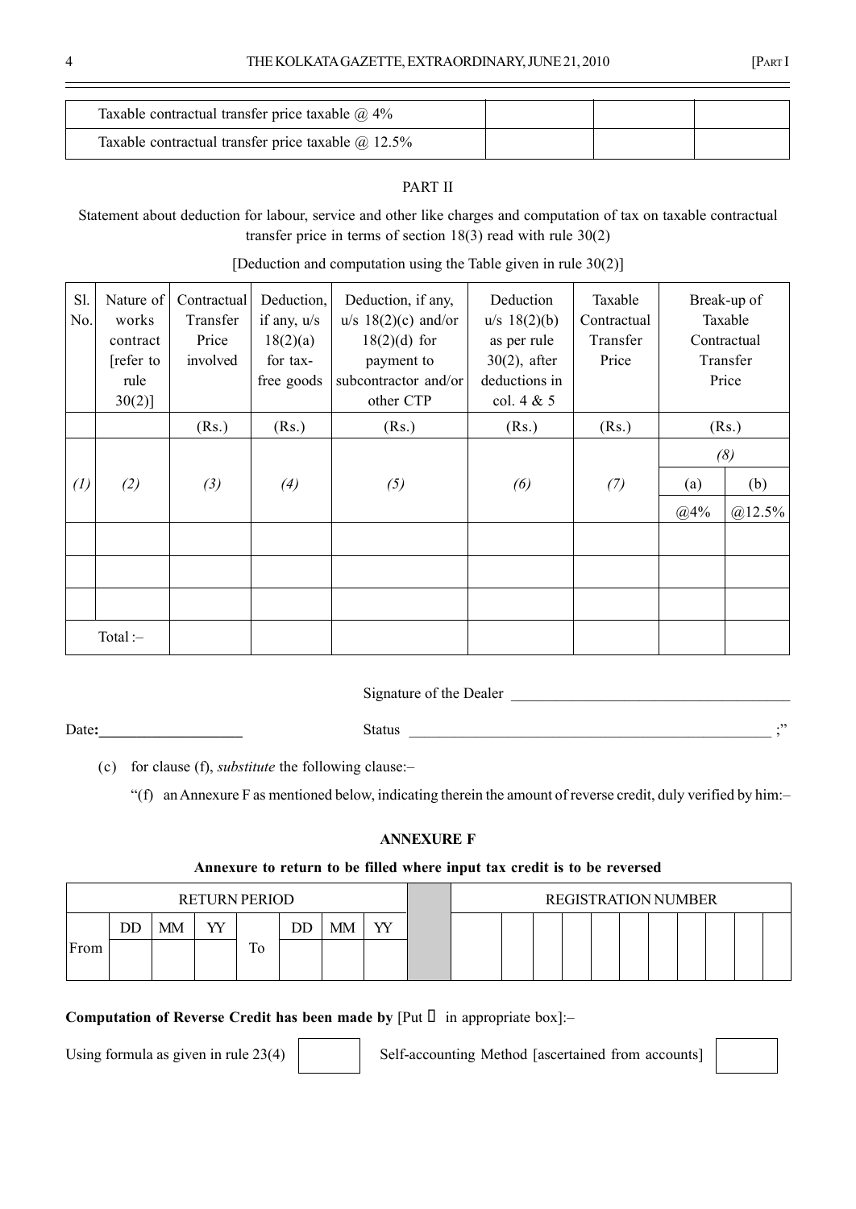| Taxable contractual transfer price taxable @ 4% | | | |
|---|---|---|---|
| Taxable contractual transfer price taxable @ 12.5% | | | |

PART II

Statement about deduction for labour, service and other like charges and computation of tax on taxable contractual transfer price in terms of section 18(3) read with rule 30(2)

[Deduction and computation using the Table given in rule 30(2)]

| Sl. No. | Nature of works contract [refer to rule 30(2)] | Contractual Transfer Price involved | Deduction, if any, u/s 18(2)(a) for tax-free goods | Deduction, if any, u/s 18(2)(c) and/or 18(2)(d) for payment to subcontractor and/or other CTP | Deduction u/s 18(2)(b) as per rule 30(2), after deductions in col. 4 & 5 | Taxable Contractual Transfer Price | Break-up of Taxable Contractual Transfer Price | |
|---|---|---|---|---|---|---|---|---|
| | | (Rs.) | (Rs.) | (Rs.) | (Rs.) | (Rs.) | (Rs.) | |
| | | | | | | | *(8)* | |
| *(1)* | *(2)* | *(3)* | *(4)* | *(5)* | *(6)* | *(7)* | (a) @4% | (b) @12.5% |
| | | | | | | | | |
| | | | | | | | | |
| | | | | | | | | |
| Total :– | | | | | | | | |

Signature of the Dealer ____________________

Date:____________________ Status ____________________ ;"

(c) for clause (f), *substitute* the following clause:–

"(f) an Annexure F as mentioned below, indicating therein the amount of reverse credit, duly verified by him:–

**ANNEXURE F**

**Annexure to return to be filled where input tax credit is to be reversed**

| RETURN PERIOD | | | | | | | | | REGISTRATION NUMBER |
|---|---|---|---|---|---|---|---|---|---|
| | DD | MM | YY | | DD | MM | YY | | |
| From | | | | To | | | | | |

**Computation of Reverse Credit has been made by** [Put ☐ in appropriate box]:–

Using formula as given in rule 23(4) ☐ Self-accounting Method [ascertained from accounts] ☐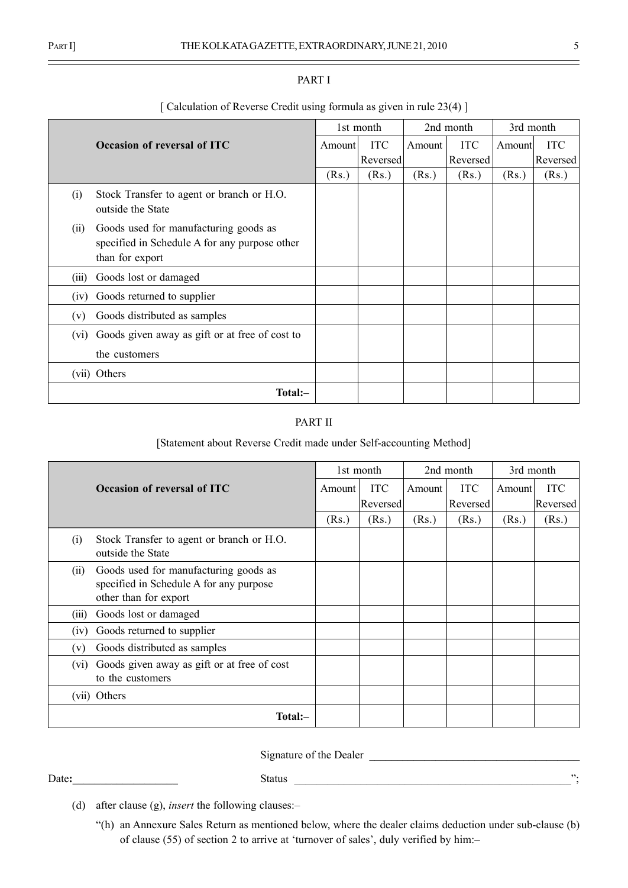PART I

[ Calculation of Reverse Credit using formula as given in rule 23(4) ]

| Occasion of reversal of ITC | 1st month | | 2nd month | | 3rd month | |
|---|---|---|---|---|---|---|
| | Amount | ITC Reversed | Amount | ITC Reversed | Amount | ITC Reversed |
| | (Rs.) | (Rs.) | (Rs.) | (Rs.) | (Rs.) | (Rs.) |
| (i) Stock Transfer to agent or branch or H.O. outside the State | | | | | | |
| (ii) Goods used for manufacturing goods as specified in Schedule A for any purpose other than for export | | | | | | |
| (iii) Goods lost or damaged | | | | | | |
| (iv) Goods returned to supplier | | | | | | |
| (v) Goods distributed as samples | | | | | | |
| (vi) Goods given away as gift or at free of cost to the customers | | | | | | |
| (vii) Others | | | | | | |
| Total:– | | | | | | |

PART II

[Statement about Reverse Credit made under Self-accounting Method]

| Occasion of reversal of ITC | 1st month | | 2nd month | | 3rd month | |
|---|---|---|---|---|---|---|
| | Amount | ITC Reversed | Amount | ITC Reversed | Amount | ITC Reversed |
| | (Rs.) | (Rs.) | (Rs.) | (Rs.) | (Rs.) | (Rs.) |
| (i) Stock Transfer to agent or branch or H.O. outside the State | | | | | | |
| (ii) Goods used for manufacturing goods as specified in Schedule A for any purpose other than for export | | | | | | |
| (iii) Goods lost or damaged | | | | | | |
| (iv) Goods returned to supplier | | | | | | |
| (v) Goods distributed as samples | | | | | | |
| (vi) Goods given away as gift or at free of cost to the customers | | | | | | |
| (vii) Others | | | | | | |
| Total:– | | | | | | |

Signature of the Dealer \_\_\_\_\_\_\_\_\_\_\_\_\_\_\_\_\_\_\_\_\_\_\_\_\_\_\_\_

Date: \_\_\_\_\_\_\_\_\_\_\_\_\_\_\_\_ Status \_\_\_\_\_\_\_\_\_\_\_\_\_\_\_\_\_\_\_\_\_\_\_\_\_\_\_\_\_\_\_\_\_\_";

(d) after clause (g), *insert* the following clauses:–

"(h) an Annexure Sales Return as mentioned below, where the dealer claims deduction under sub-clause (b) of clause (55) of section 2 to arrive at 'turnover of sales', duly verified by him:–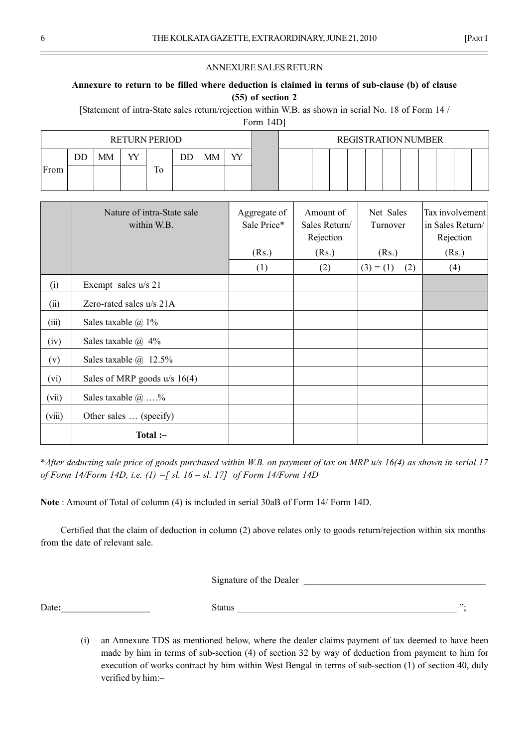ANNEXURE SALES RETURN

**Annexure to return to be filled where deduction is claimed in terms of sub-clause (b) of clause (55) of section 2**

[Statement of intra-State sales return/rejection within W.B. as shown in serial No. 18 of Form 14 / Form 14D]

| RETURN PERIOD | | | | | | | | | REGISTRATION NUMBER | | | | | | | | | | | |
|---|---|---|---|---|---|---|---|---|---|---|---|---|---|---|---|---|---|---|---|---|
| | DD | MM | YY | | DD | MM | YY | | | | | | | | | | | | | |
| From | | | | To | | | | | | | | | | | | | | | | |

| | Nature of intra-State sale within W.B. | Aggregate of Sale Price* (Rs.) | Amount of Sales Return/ Rejection (Rs.) | Net Sales Turnover (Rs.) | Tax involvement in Sales Return/ Rejection (Rs.) |
|---|---|---|---|---|---|
| | | (1) | (2) | (3) = (1) – (2) | (4) |
| (i) | Exempt sales u/s 21 | | | | |
| (ii) | Zero-rated sales u/s 21A | | | | |
| (iii) | Sales taxable @ 1% | | | | |
| (iv) | Sales taxable @ 4% | | | | |
| (v) | Sales taxable @ 12.5% | | | | |
| (vi) | Sales of MRP goods u/s 16(4) | | | | |
| (vii) | Sales taxable @ ….% | | | | |
| (viii) | Other sales … (specify) | | | | |
| | **Total :–** | | | | |

\**After deducting sale price of goods purchased within W.B. on payment of tax on MRP u/s 16(4) as shown in serial 17 of Form 14/Form 14D, i.e. (1) =[ sl. 16 – sl. 17] of Form 14/Form 14D*

**Note** : Amount of Total of column (4) is included in serial 30aB of Form 14/ Form 14D.

Certified that the claim of deduction in column (2) above relates only to goods return/rejection within six months from the date of relevant sale.

Signature of the Dealer ______________________

Date: ______________ Status ______________________ ";

(i) an Annexure TDS as mentioned below, where the dealer claims payment of tax deemed to have been made by him in terms of sub-section (4) of section 32 by way of deduction from payment to him for execution of works contract by him within West Bengal in terms of sub-section (1) of section 40, duly verified by him:–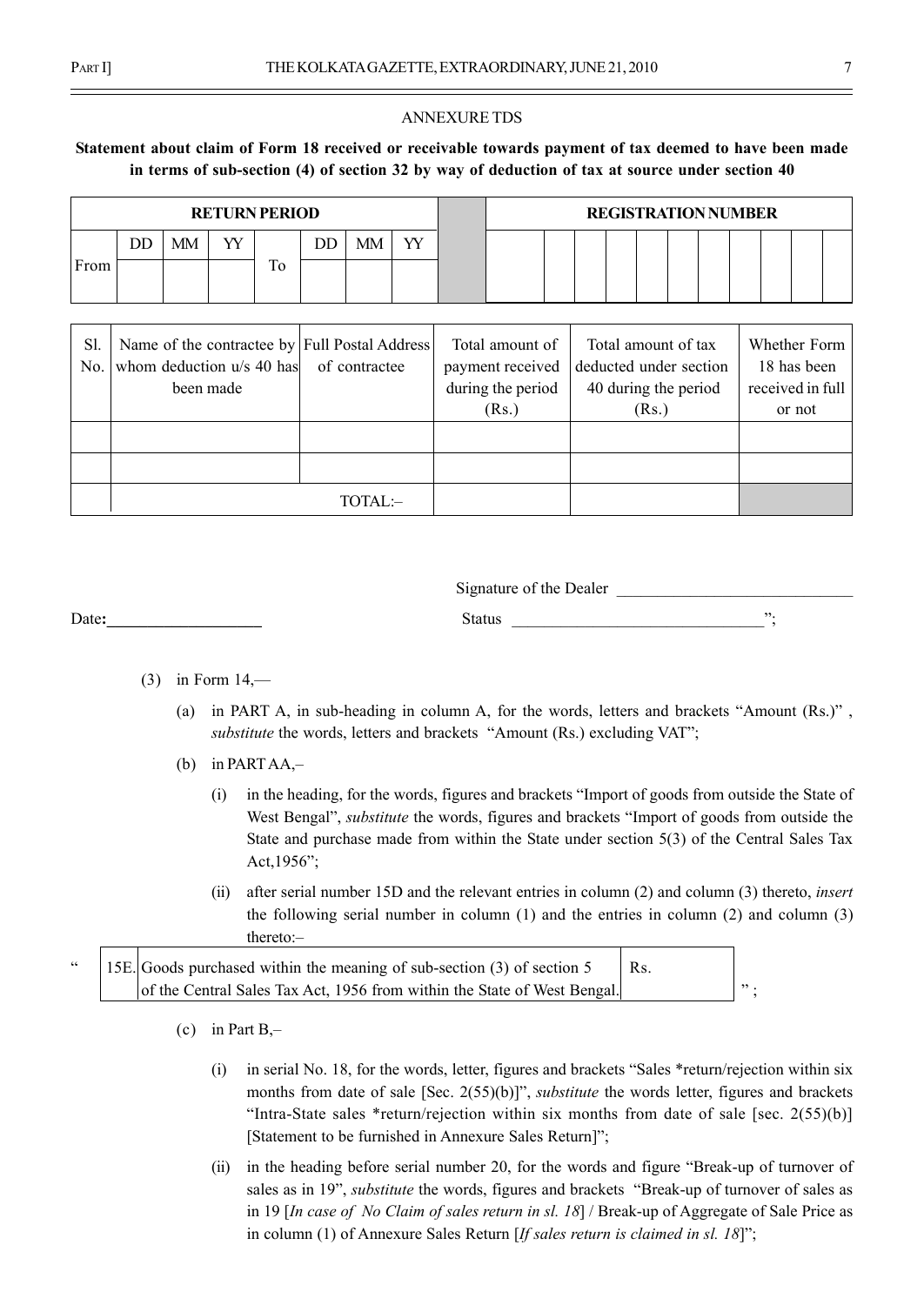ANNEXURE TDS

**Statement about claim of Form 18 received or receivable towards payment of tax deemed to have been made in terms of sub-section (4) of section 32 by way of deduction of tax at source under section 40**

| RETURN PERIOD | | | | | | | | | REGISTRATION NUMBER | | | | | | | | | | | |
|---|---|---|---|---|---|---|---|---|---|---|---|---|---|---|---|---|---|---|---|---|
| | DD | MM | YY | | DD | MM | YY | | | | | | | | | | | | | |
| From | | | | To | | | | | | | | | | | | | | | | |

| Sl. No. | Name of the contractee by whom deduction u/s 40 has been made | Full Postal Address of contractee | Total amount of payment received during the period (Rs.) | Total amount of tax deducted under section 40 during the period (Rs.) | Whether Form 18 has been received in full or not |
|---|---|---|---|---|---|
| | | | | | |
| | | | | | |
| | | TOTAL:– | | | |

Signature of the Dealer \_\_\_\_\_\_\_\_\_\_\_\_\_\_\_\_\_\_\_\_\_\_\_\_\_\_\_\_\_\_

Date**:**\_\_\_\_\_\_\_\_\_\_\_\_\_\_\_\_\_\_\_\_ Status \_\_\_\_\_\_\_\_\_\_\_\_\_\_\_\_\_\_\_\_\_\_\_\_\_\_\_\_\_\_\_";

(3) in Form 14,—

(a) in PART A, in sub-heading in column A, for the words, letters and brackets "Amount (Rs.)" , *substitute* the words, letters and brackets "Amount (Rs.) excluding VAT";

(b) in PART AA,–

(i) in the heading, for the words, figures and brackets "Import of goods from outside the State of West Bengal", *substitute* the words, figures and brackets "Import of goods from outside the State and purchase made from within the State under section 5(3) of the Central Sales Tax Act,1956";

(ii) after serial number 15D and the relevant entries in column (2) and column (3) thereto, *insert* the following serial number in column (1) and the entries in column (2) and column (3) thereto:–

" 

| 15E. | Goods purchased within the meaning of sub-section (3) of section 5 of the Central Sales Tax Act, 1956 from within the State of West Bengal. | Rs. |
|---|---|---|

" ;

(c) in Part B,–

(i) in serial No. 18, for the words, letter, figures and brackets "Sales *return/rejection within six months from date of sale [Sec. 2(55)(b)]", *substitute* the words letter, figures and brackets "Intra-State sales *return/rejection within six months from date of sale [sec. 2(55)(b)] [Statement to be furnished in Annexure Sales Return]";

(ii) in the heading before serial number 20, for the words and figure "Break-up of turnover of sales as in 19", *substitute* the words, figures and brackets "Break-up of turnover of sales as in 19 [*In case of No Claim of sales return in sl. 18*] / Break-up of Aggregate of Sale Price as in column (1) of Annexure Sales Return [*If sales return is claimed in sl. 18*]";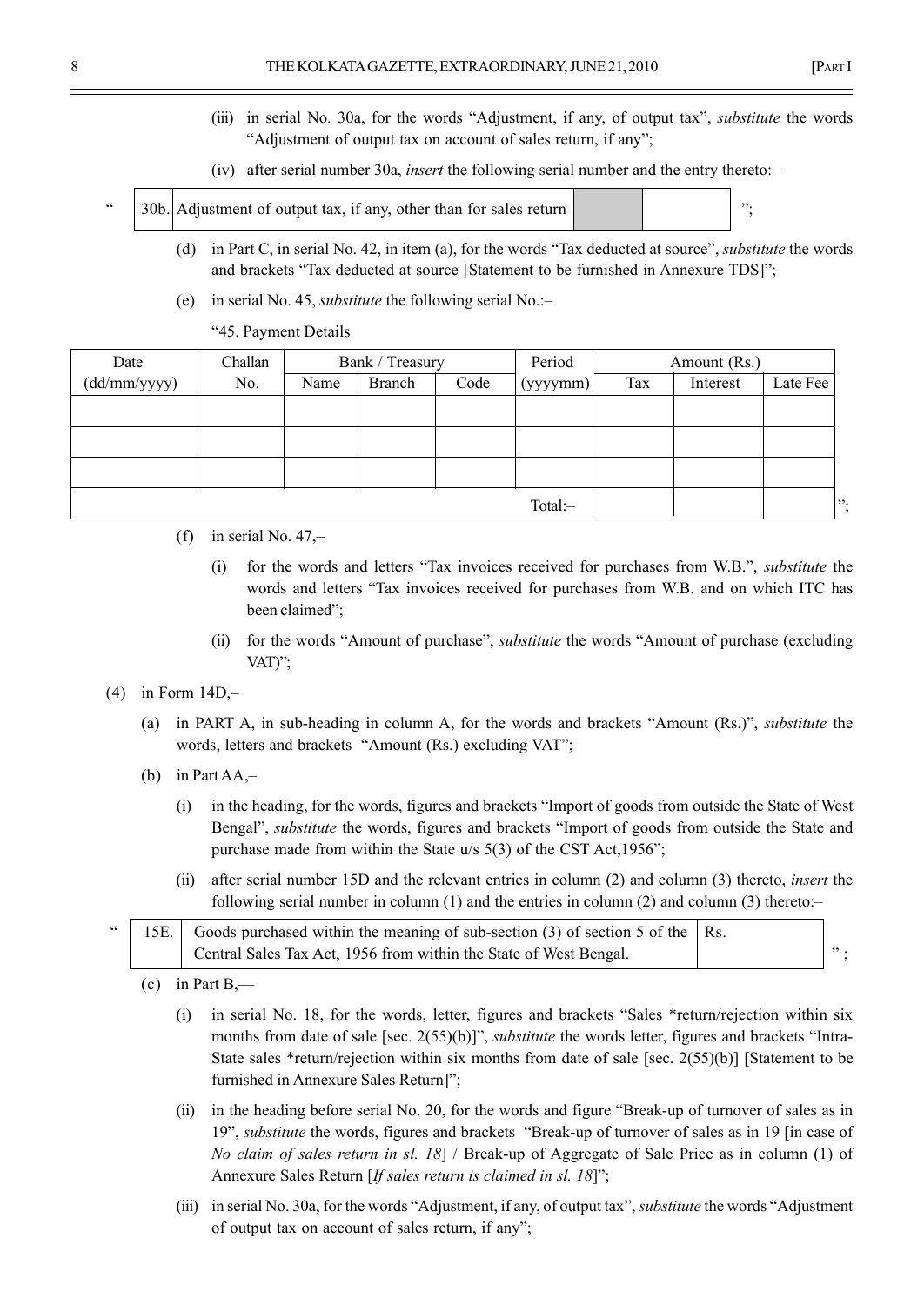(iii) in serial No. 30a, for the words "Adjustment, if any, of output tax", *substitute* the words "Adjustment of output tax on account of sales return, if any";

(iv) after serial number 30a, *insert* the following serial number and the entry thereto:–

" 

| 30b. | Adjustment of output tax, if any, other than for sales return | | |
|---|---|---|---|

";

(d) in Part C, in serial No. 42, in item (a), for the words "Tax deducted at source", *substitute* the words and brackets "Tax deducted at source [Statement to be furnished in Annexure TDS]";

(e) in serial No. 45, *substitute* the following serial No.:–

"45. Payment Details

| Date (dd/mm/yyyy) | Challan No. | Bank / Treasury | | | Period (yyyymm) | Amount (Rs.) | | |
|---|---|---|---|---|---|---|---|---|
| | | Name | Branch | Code | | Tax | Interest | Late Fee |
| | | | | | | | | |
| | | | | | | | | |
| | | | | | | | | |
| | | | | | Total:– | | | |

";

(f) in serial No. 47,–

(i) for the words and letters "Tax invoices received for purchases from W.B.", *substitute* the words and letters "Tax invoices received for purchases from W.B. and on which ITC has been claimed";

(ii) for the words "Amount of purchase", *substitute* the words "Amount of purchase (excluding VAT)";

(4) in Form 14D,–

(a) in PART A, in sub-heading in column A, for the words and brackets "Amount (Rs.)", *substitute* the words, letters and brackets "Amount (Rs.) excluding VAT";

(b) in Part AA,–

(i) in the heading, for the words, figures and brackets "Import of goods from outside the State of West Bengal", *substitute* the words, figures and brackets "Import of goods from outside the State and purchase made from within the State u/s 5(3) of the CST Act,1956";

(ii) after serial number 15D and the relevant entries in column (2) and column (3) thereto, *insert* the following serial number in column (1) and the entries in column (2) and column (3) thereto:–

"

| 15E. | Goods purchased within the meaning of sub-section (3) of section 5 of the Central Sales Tax Act, 1956 from within the State of West Bengal. | Rs. |
|---|---|---|

";

(c) in Part B,—

(i) in serial No. 18, for the words, letter, figures and brackets "Sales *return/rejection within six months from date of sale [sec. 2(55)(b)]", *substitute* the words letter, figures and brackets "Intra-State sales *return/rejection within six months from date of sale [sec. 2(55)(b)] [Statement to be furnished in Annexure Sales Return]";

(ii) in the heading before serial No. 20, for the words and figure "Break-up of turnover of sales as in 19", *substitute* the words, figures and brackets "Break-up of turnover of sales as in 19 [in case of *No claim of sales return in sl. 18*] / Break-up of Aggregate of Sale Price as in column (1) of Annexure Sales Return [*If sales return is claimed in sl. 18*]";

(iii) in serial No. 30a, for the words "Adjustment, if any, of output tax", *substitute* the words "Adjustment of output tax on account of sales return, if any";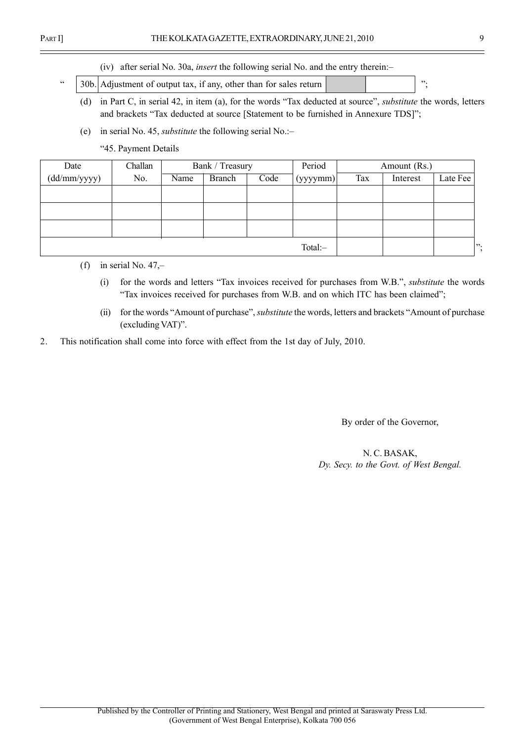(iv) after serial No. 30a, *insert* the following serial No. and the entry therein:–

“

| | | | |
|---|---|---|---|
| 30b. | Adjustment of output tax, if any, other than for sales return | | |

”;

(d) in Part C, in serial 42, in item (a), for the words “Tax deducted at source”, *substitute* the words, letters and brackets “Tax deducted at source [Statement to be furnished in Annexure TDS]”;

(e) in serial No. 45, *substitute* the following serial No.:–

“45. Payment Details

| Date (dd/mm/yyyy) | Challan No. | Bank / Treasury | | | Period (yyyymm) | Amount (Rs.) | | |
|---|---|---|---|---|---|---|---|---|
| | | Name | Branch | Code | | Tax | Interest | Late Fee |
| | | | | | | | | |
| | | | | | | | | |
| | | | | | | | | |
| | | | | | Total:– | | | |

”;

(f) in serial No. 47,–

(i) for the words and letters “Tax invoices received for purchases from W.B.”, *substitute* the words “Tax invoices received for purchases from W.B. and on which ITC has been claimed”;

(ii) for the words “Amount of purchase”, *substitute* the words, letters and brackets “Amount of purchase (excluding VAT)”.

2. This notification shall come into force with effect from the 1st day of July, 2010.

By order of the Governor,

N. C. BASAK,
*Dy. Secy. to the Govt. of West Bengal.*

Published by the Controller of Printing and Stationery, West Bengal and printed at Saraswaty Press Ltd.
(Government of West Bengal Enterprise), Kolkata 700 056